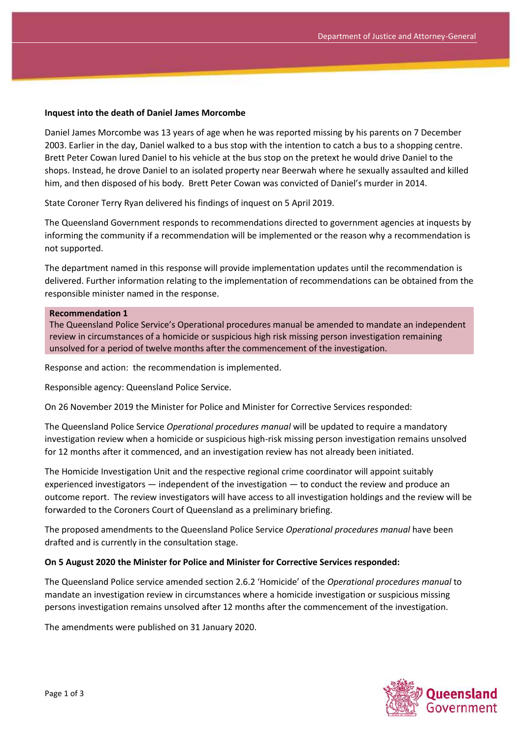**Inquest into the death of Daniel James Morcombe**

Daniel James Morcombe was 13 years of age when he was reported missing by his parents on 7 December 2003. Earlier in the day, Daniel walked to a bus stop with the intention to catch a bus to a shopping centre. Brett Peter Cowan lured Daniel to his vehicle at the bus stop on the pretext he would drive Daniel to the shops. Instead, he drove Daniel to an isolated property near Beerwah where he sexually assaulted and killed him, and then disposed of his body. Brett Peter Cowan was convicted of Daniel's murder in 2014.

State Coroner Terry Ryan delivered his findings of inquest on 5 April 2019.

The Queensland Government responds to recommendations directed to government agencies at inquests by informing the community if a recommendation will be implemented or the reason why a recommendation is not supported.

The department named in this response will provide implementation updates until the recommendation is delivered. Further information relating to the implementation of recommendations can be obtained from the responsible minister named in the response.

**Recommendation 1**

The Queensland Police Service's Operational procedures manual be amended to mandate an independent review in circumstances of a homicide or suspicious high risk missing person investigation remaining unsolved for a period of twelve months after the commencement of the investigation.

Response and action: the recommendation is implemented.

Responsible agency: Queensland Police Service.

On 26 November 2019 the Minister for Police and Minister for Corrective Services responded:

The Queensland Police Service *Operational procedures manual* will be updated to require a mandatory investigation review when a homicide or suspicious high-risk missing person investigation remains unsolved for 12 months after it commenced, and an investigation review has not already been initiated.

The Homicide Investigation Unit and the respective regional crime coordinator will appoint suitably experienced investigators — independent of the investigation — to conduct the review and produce an outcome report. The review investigators will have access to all investigation holdings and the review will be forwarded to the Coroners Court of Queensland as a preliminary briefing.

The proposed amendments to the Queensland Police Service *Operational procedures manual* have been drafted and is currently in the consultation stage.

**On 5 August 2020 the Minister for Police and Minister for Corrective Services responded:**

The Queensland Police service amended section 2.6.2 'Homicide' of the *Operational procedures manual* to mandate an investigation review in circumstances where a homicide investigation or suspicious missing persons investigation remains unsolved after 12 months after the commencement of the investigation.

The amendments were published on 31 January 2020.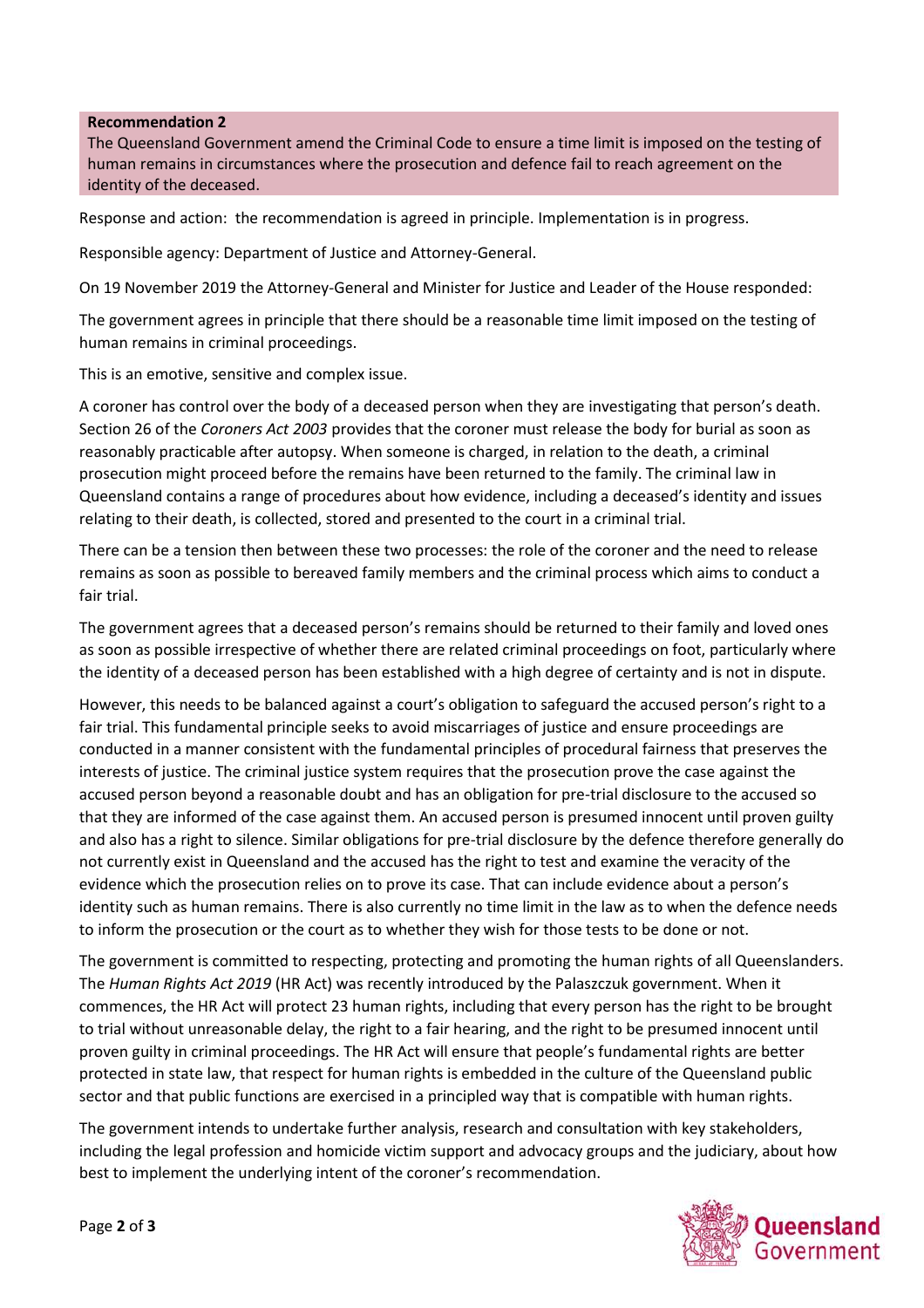**Recommendation 2**

The Queensland Government amend the Criminal Code to ensure a time limit is imposed on the testing of human remains in circumstances where the prosecution and defence fail to reach agreement on the identity of the deceased.

Response and action: the recommendation is agreed in principle. Implementation is in progress.

Responsible agency: Department of Justice and Attorney-General.

On 19 November 2019 the Attorney-General and Minister for Justice and Leader of the House responded:

The government agrees in principle that there should be a reasonable time limit imposed on the testing of human remains in criminal proceedings.

This is an emotive, sensitive and complex issue.

A coroner has control over the body of a deceased person when they are investigating that person's death. Section 26 of the *Coroners Act 2003* provides that the coroner must release the body for burial as soon as reasonably practicable after autopsy. When someone is charged, in relation to the death, a criminal prosecution might proceed before the remains have been returned to the family. The criminal law in Queensland contains a range of procedures about how evidence, including a deceased's identity and issues relating to their death, is collected, stored and presented to the court in a criminal trial.

There can be a tension then between these two processes: the role of the coroner and the need to release remains as soon as possible to bereaved family members and the criminal process which aims to conduct a fair trial.

The government agrees that a deceased person's remains should be returned to their family and loved ones as soon as possible irrespective of whether there are related criminal proceedings on foot, particularly where the identity of a deceased person has been established with a high degree of certainty and is not in dispute.

However, this needs to be balanced against a court's obligation to safeguard the accused person's right to a fair trial. This fundamental principle seeks to avoid miscarriages of justice and ensure proceedings are conducted in a manner consistent with the fundamental principles of procedural fairness that preserves the interests of justice. The criminal justice system requires that the prosecution prove the case against the accused person beyond a reasonable doubt and has an obligation for pre-trial disclosure to the accused so that they are informed of the case against them. An accused person is presumed innocent until proven guilty and also has a right to silence. Similar obligations for pre-trial disclosure by the defence therefore generally do not currently exist in Queensland and the accused has the right to test and examine the veracity of the evidence which the prosecution relies on to prove its case. That can include evidence about a person's identity such as human remains. There is also currently no time limit in the law as to when the defence needs to inform the prosecution or the court as to whether they wish for those tests to be done or not.

The government is committed to respecting, protecting and promoting the human rights of all Queenslanders. The *Human Rights Act 2019* (HR Act) was recently introduced by the Palaszczuk government. When it commences, the HR Act will protect 23 human rights, including that every person has the right to be brought to trial without unreasonable delay, the right to a fair hearing, and the right to be presumed innocent until proven guilty in criminal proceedings. The HR Act will ensure that people's fundamental rights are better protected in state law, that respect for human rights is embedded in the culture of the Queensland public sector and that public functions are exercised in a principled way that is compatible with human rights.

The government intends to undertake further analysis, research and consultation with key stakeholders, including the legal profession and homicide victim support and advocacy groups and the judiciary, about how best to implement the underlying intent of the coroner's recommendation.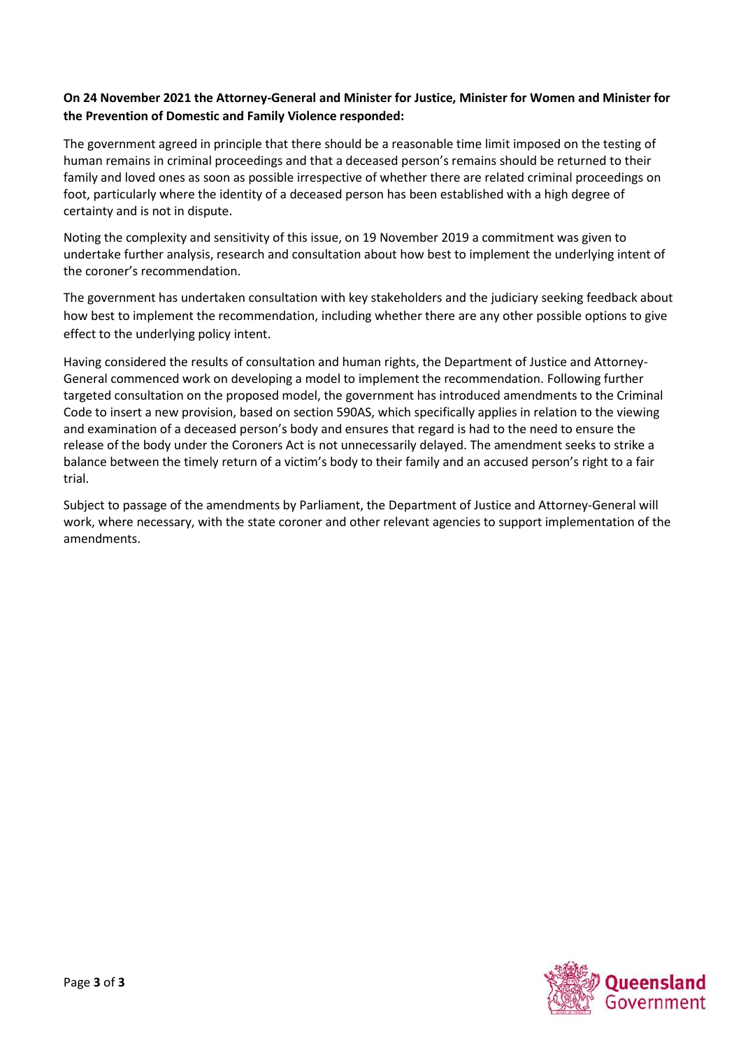**On 24 November 2021 the Attorney-General and Minister for Justice, Minister for Women and Minister for the Prevention of Domestic and Family Violence responded:**

The government agreed in principle that there should be a reasonable time limit imposed on the testing of human remains in criminal proceedings and that a deceased person's remains should be returned to their family and loved ones as soon as possible irrespective of whether there are related criminal proceedings on foot, particularly where the identity of a deceased person has been established with a high degree of certainty and is not in dispute.

Noting the complexity and sensitivity of this issue, on 19 November 2019 a commitment was given to undertake further analysis, research and consultation about how best to implement the underlying intent of the coroner's recommendation.

The government has undertaken consultation with key stakeholders and the judiciary seeking feedback about how best to implement the recommendation, including whether there are any other possible options to give effect to the underlying policy intent.

Having considered the results of consultation and human rights, the Department of Justice and Attorney-General commenced work on developing a model to implement the recommendation. Following further targeted consultation on the proposed model, the government has introduced amendments to the Criminal Code to insert a new provision, based on section 590AS, which specifically applies in relation to the viewing and examination of a deceased person's body and ensures that regard is had to the need to ensure the release of the body under the Coroners Act is not unnecessarily delayed. The amendment seeks to strike a balance between the timely return of a victim's body to their family and an accused person's right to a fair trial.

Subject to passage of the amendments by Parliament, the Department of Justice and Attorney-General will work, where necessary, with the state coroner and other relevant agencies to support implementation of the amendments.